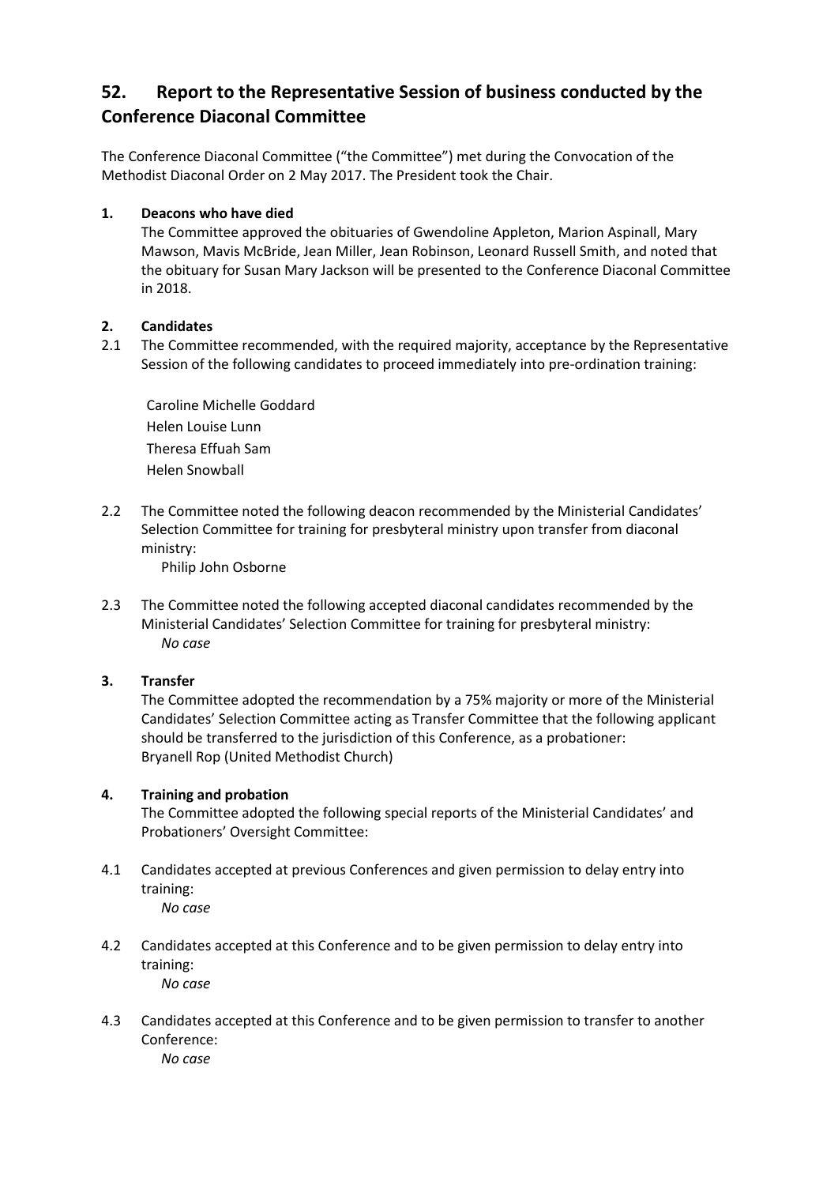## 52. Report to the Representative Session of business conducted by the Conference Diaconal Committee

The Conference Diaconal Committee ("the Committee") met during the Convocation of the Methodist Diaconal Order on 2 May 2017. The President took the Chair.

**1. Deacons who have died**

The Committee approved the obituaries of Gwendoline Appleton, Marion Aspinall, Mary Mawson, Mavis McBride, Jean Miller, Jean Robinson, Leonard Russell Smith, and noted that the obituary for Susan Mary Jackson will be presented to the Conference Diaconal Committee in 2018.

**2. Candidates**

2.1 The Committee recommended, with the required majority, acceptance by the Representative Session of the following candidates to proceed immediately into pre-ordination training:

Caroline Michelle Goddard
Helen Louise Lunn
Theresa Effuah Sam
Helen Snowball

2.2 The Committee noted the following deacon recommended by the Ministerial Candidates' Selection Committee for training for presbyteral ministry upon transfer from diaconal ministry:

Philip John Osborne

2.3 The Committee noted the following accepted diaconal candidates recommended by the Ministerial Candidates' Selection Committee for training for presbyteral ministry:

*No case*

**3. Transfer**

The Committee adopted the recommendation by a 75% majority or more of the Ministerial Candidates' Selection Committee acting as Transfer Committee that the following applicant should be transferred to the jurisdiction of this Conference, as a probationer:
Bryanell Rop (United Methodist Church)

**4. Training and probation**

The Committee adopted the following special reports of the Ministerial Candidates' and Probationers' Oversight Committee:

4.1 Candidates accepted at previous Conferences and given permission to delay entry into training:

*No case*

4.2 Candidates accepted at this Conference and to be given permission to delay entry into training:

*No case*

4.3 Candidates accepted at this Conference and to be given permission to transfer to another Conference:

*No case*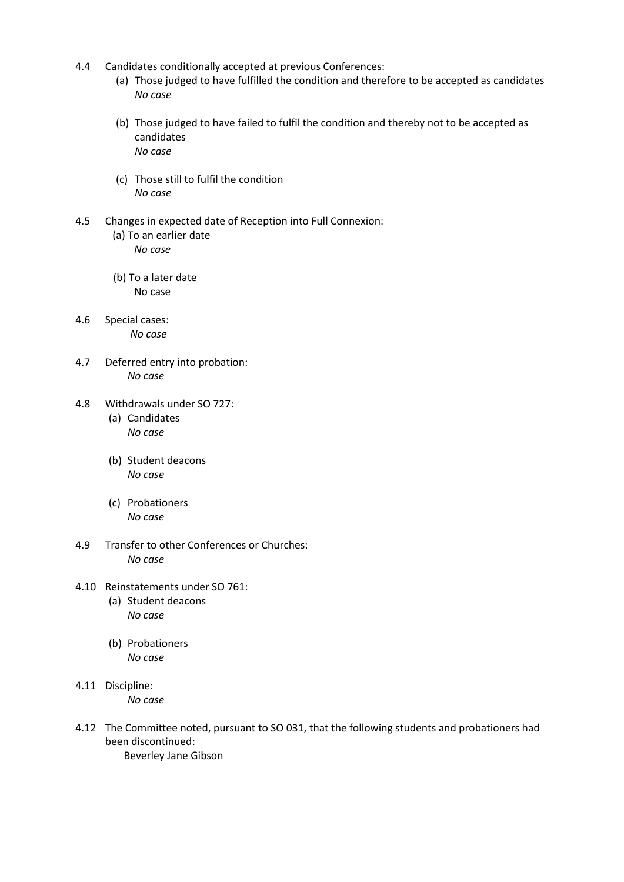4.4 Candidates conditionally accepted at previous Conferences:

(a) Those judged to have fulfilled the condition and therefore to be accepted as candidates
*No case*

(b) Those judged to have failed to fulfil the condition and thereby not to be accepted as candidates
*No case*

(c) Those still to fulfil the condition
*No case*

4.5 Changes in expected date of Reception into Full Connexion:

(a) To an earlier date
*No case*

(b) To a later date
No case

4.6 Special cases:
*No case*

4.7 Deferred entry into probation:
*No case*

4.8 Withdrawals under SO 727:

(a) Candidates
*No case*

(b) Student deacons
*No case*

(c) Probationers
*No case*

4.9 Transfer to other Conferences or Churches:
*No case*

4.10 Reinstatements under SO 761:

(a) Student deacons
*No case*

(b) Probationers
*No case*

4.11 Discipline:
*No case*

4.12 The Committee noted, pursuant to SO 031, that the following students and probationers had been discontinued:
Beverley Jane Gibson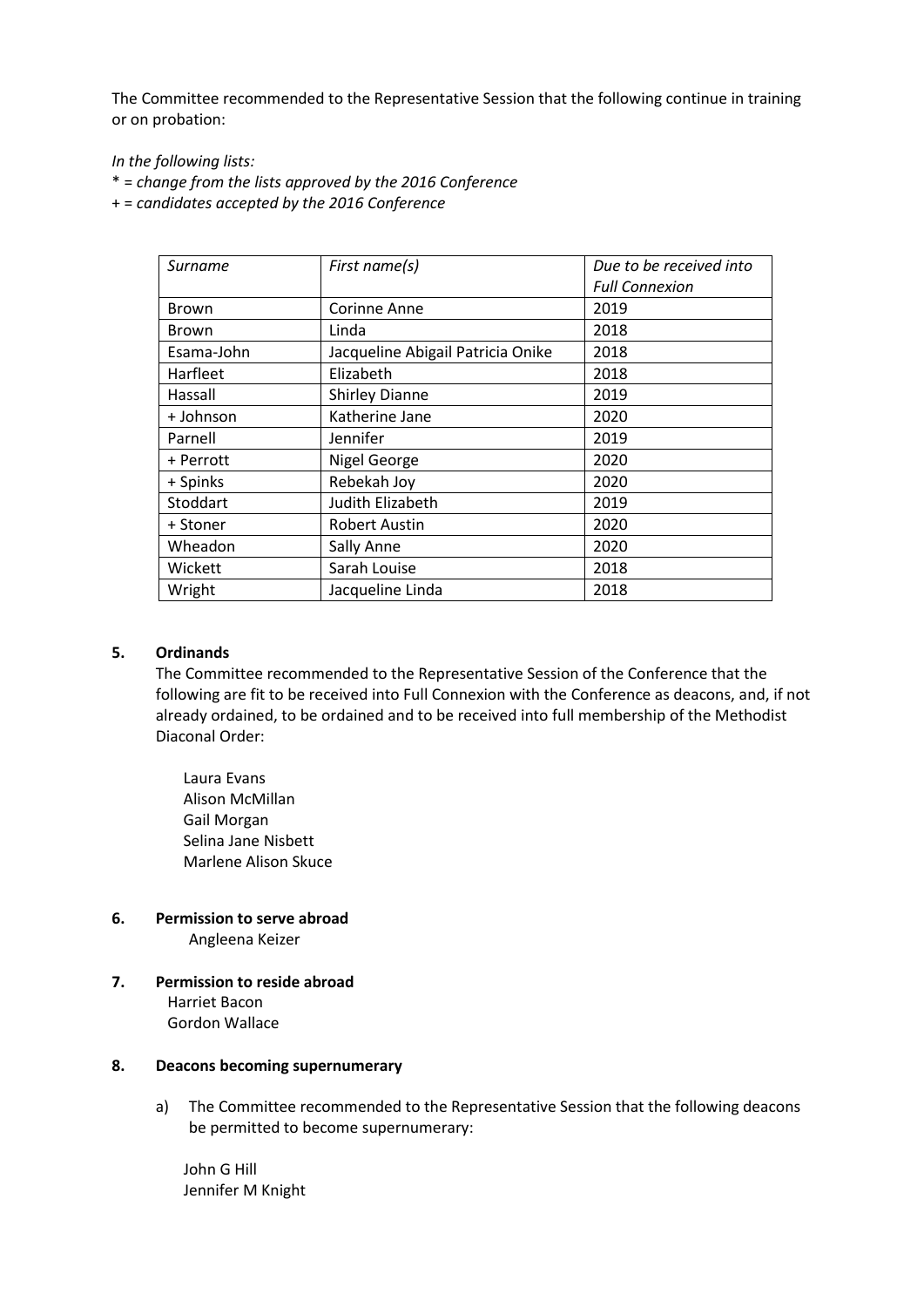The Committee recommended to the Representative Session that the following continue in training or on probation:

*In the following lists:*
*\* = change from the lists approved by the 2016 Conference*
*+ = candidates accepted by the 2016 Conference*

| *Surname* | *First name(s)* | *Due to be received into Full Connexion* |
|---|---|---|
| Brown | Corinne Anne | 2019 |
| Brown | Linda | 2018 |
| Esama-John | Jacqueline Abigail Patricia Onike | 2018 |
| Harfleet | Elizabeth | 2018 |
| Hassall | Shirley Dianne | 2019 |
| + Johnson | Katherine Jane | 2020 |
| Parnell | Jennifer | 2019 |
| + Perrott | Nigel George | 2020 |
| + Spinks | Rebekah Joy | 2020 |
| Stoddart | Judith Elizabeth | 2019 |
| + Stoner | Robert Austin | 2020 |
| Wheadon | Sally Anne | 2020 |
| Wickett | Sarah Louise | 2018 |
| Wright | Jacqueline Linda | 2018 |

**5. Ordinands**

The Committee recommended to the Representative Session of the Conference that the following are fit to be received into Full Connexion with the Conference as deacons, and, if not already ordained, to be ordained and to be received into full membership of the Methodist Diaconal Order:

Laura Evans
Alison McMillan
Gail Morgan
Selina Jane Nisbett
Marlene Alison Skuce

**6. Permission to serve abroad**

Angleena Keizer

**7. Permission to reside abroad**

Harriet Bacon
Gordon Wallace

**8. Deacons becoming supernumerary**

a) The Committee recommended to the Representative Session that the following deacons be permitted to become supernumerary:

John G Hill
Jennifer M Knight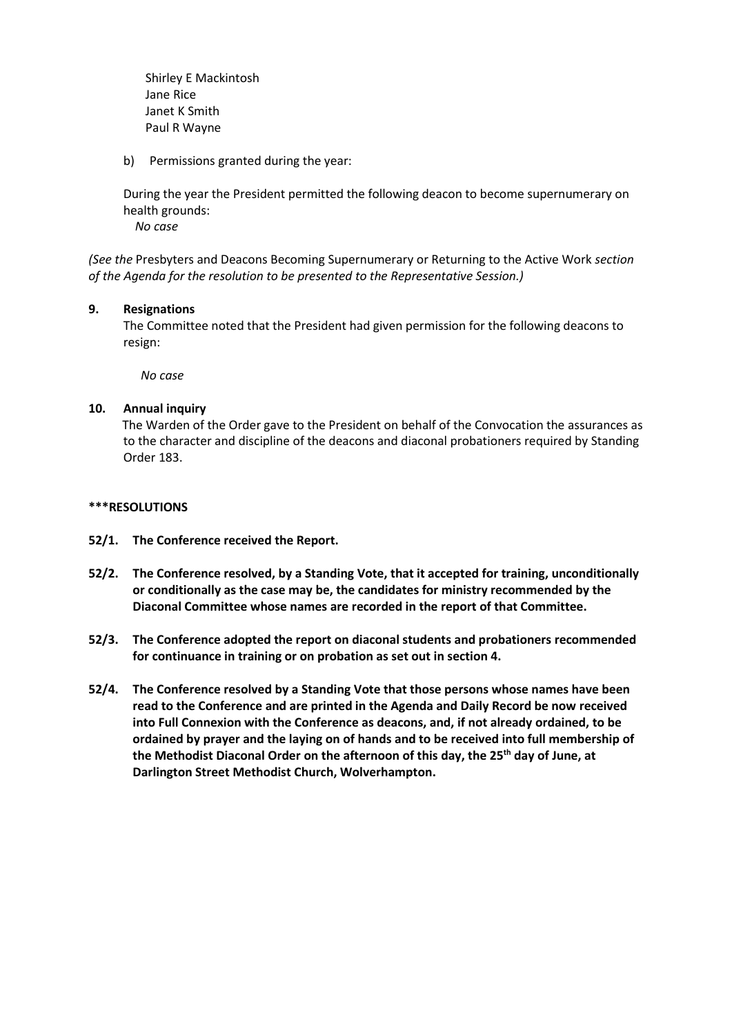Shirley E Mackintosh
Jane Rice
Janet K Smith
Paul R Wayne

b) Permissions granted during the year:

During the year the President permitted the following deacon to become supernumerary on health grounds:
*No case*

*(See the* Presbyters and Deacons Becoming Supernumerary or Returning to the Active Work *section of the Agenda for the resolution to be presented to the Representative Session.)*

**9. Resignations**

The Committee noted that the President had given permission for the following deacons to resign:

*No case*

**10. Annual inquiry**

The Warden of the Order gave to the President on behalf of the Convocation the assurances as to the character and discipline of the deacons and diaconal probationers required by Standing Order 183.

**\*\*\*RESOLUTIONS**

**52/1. The Conference received the Report.**

**52/2. The Conference resolved, by a Standing Vote, that it accepted for training, unconditionally or conditionally as the case may be, the candidates for ministry recommended by the Diaconal Committee whose names are recorded in the report of that Committee.**

**52/3. The Conference adopted the report on diaconal students and probationers recommended for continuance in training or on probation as set out in section 4.**

**52/4. The Conference resolved by a Standing Vote that those persons whose names have been read to the Conference and are printed in the Agenda and Daily Record be now received into Full Connexion with the Conference as deacons, and, if not already ordained, to be ordained by prayer and the laying on of hands and to be received into full membership of the Methodist Diaconal Order on the afternoon of this day, the 25th day of June, at Darlington Street Methodist Church, Wolverhampton.**